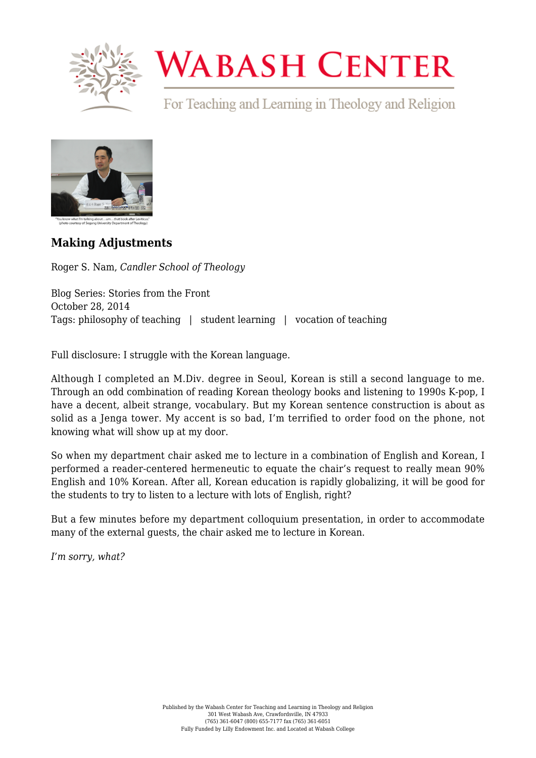"You know what I'm talking about…um…that book after Leviticus" (photo courtesy of Sogang University Department of Theology)

## Making Adjustments

Roger S. Nam, *Candler School of Theology*

Blog Series: Stories from the Front
October 28, 2014
Tags: philosophy of teaching | student learning | vocation of teaching

Full disclosure: I struggle with the Korean language.

Although I completed an M.Div. degree in Seoul, Korean is still a second language to me. Through an odd combination of reading Korean theology books and listening to 1990s K-pop, I have a decent, albeit strange, vocabulary. But my Korean sentence construction is about as solid as a Jenga tower. My accent is so bad, I'm terrified to order food on the phone, not knowing what will show up at my door.

So when my department chair asked me to lecture in a combination of English and Korean, I performed a reader-centered hermeneutic to equate the chair's request to really mean 90% English and 10% Korean. After all, Korean education is rapidly globalizing, it will be good for the students to try to listen to a lecture with lots of English, right?

But a few minutes before my department colloquium presentation, in order to accommodate many of the external guests, the chair asked me to lecture in Korean.

*I'm sorry, what?*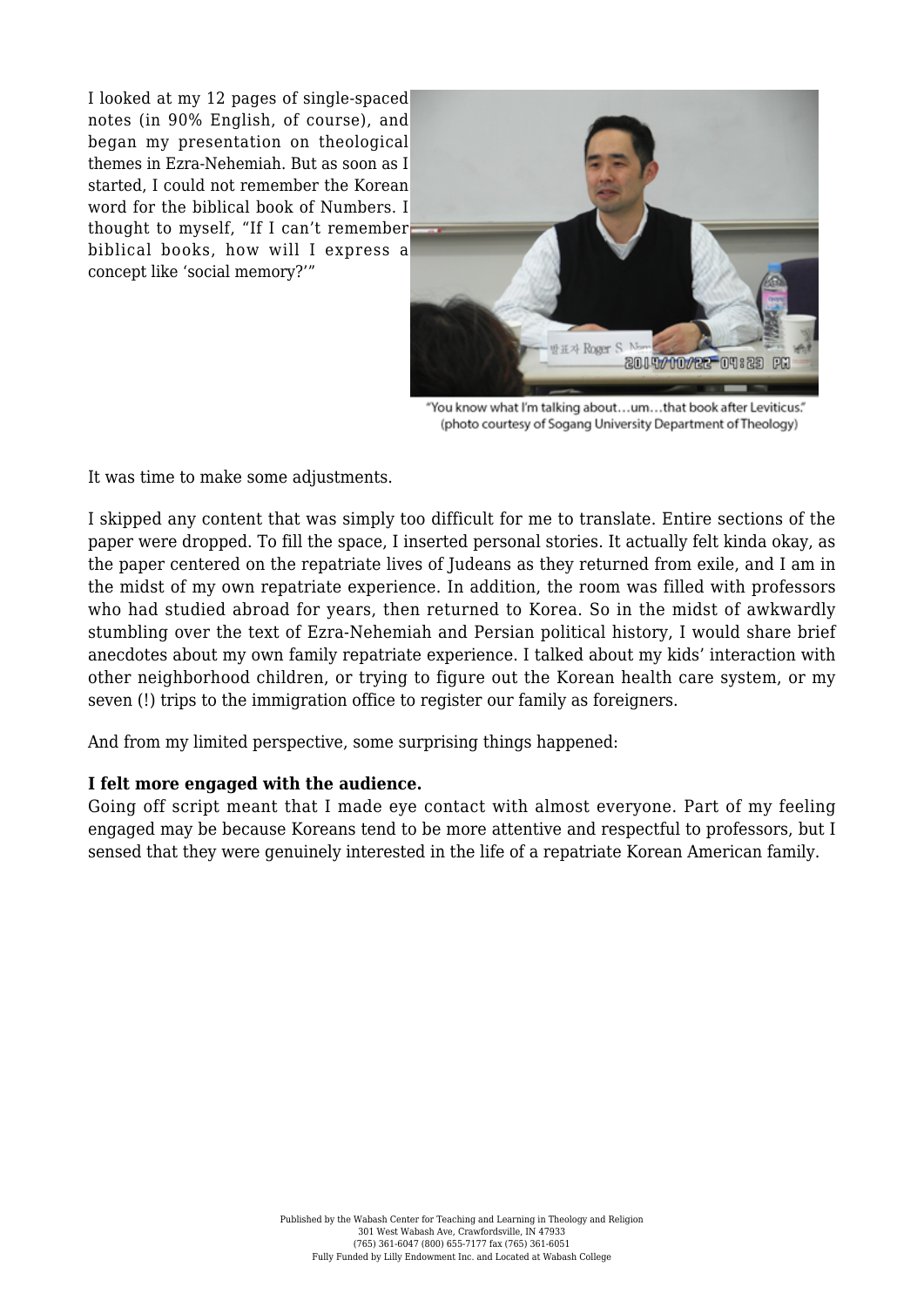I looked at my 12 pages of single-spaced notes (in 90% English, of course), and began my presentation on theological themes in Ezra-Nehemiah. But as soon as I started, I could not remember the Korean word for the biblical book of Numbers. I thought to myself, "If I can't remember biblical books, how will I express a concept like 'social memory?'"

"You know what I'm talking about…um…that book after Leviticus."
(photo courtesy of Sogang University Department of Theology)

It was time to make some adjustments.

I skipped any content that was simply too difficult for me to translate. Entire sections of the paper were dropped. To fill the space, I inserted personal stories. It actually felt kinda okay, as the paper centered on the repatriate lives of Judeans as they returned from exile, and I am in the midst of my own repatriate experience. In addition, the room was filled with professors who had studied abroad for years, then returned to Korea. So in the midst of awkwardly stumbling over the text of Ezra-Nehemiah and Persian political history, I would share brief anecdotes about my own family repatriate experience. I talked about my kids' interaction with other neighborhood children, or trying to figure out the Korean health care system, or my seven (!) trips to the immigration office to register our family as foreigners.

And from my limited perspective, some surprising things happened:

**I felt more engaged with the audience.**
Going off script meant that I made eye contact with almost everyone. Part of my feeling engaged may be because Koreans tend to be more attentive and respectful to professors, but I sensed that they were genuinely interested in the life of a repatriate Korean American family.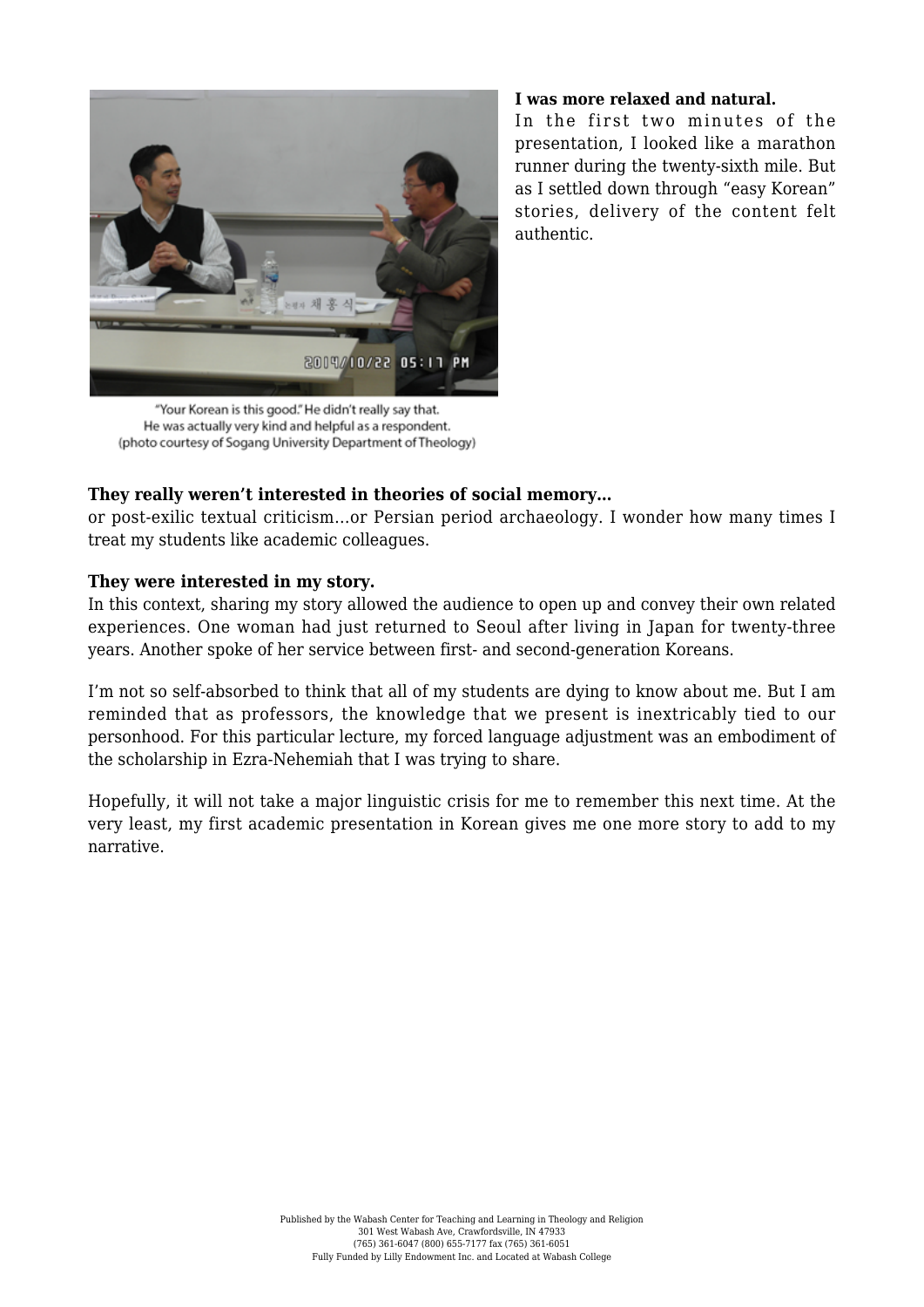"Your Korean is this good." He didn't really say that. He was actually very kind and helpful as a respondent. (photo courtesy of Sogang University Department of Theology)

**I was more relaxed and natural.**
In the first two minutes of the presentation, I looked like a marathon runner during the twenty-sixth mile. But as I settled down through "easy Korean" stories, delivery of the content felt authentic.

**They really weren't interested in theories of social memory…**
or post-exilic textual criticism…or Persian period archaeology. I wonder how many times I treat my students like academic colleagues.

**They were interested in my story.**
In this context, sharing my story allowed the audience to open up and convey their own related experiences. One woman had just returned to Seoul after living in Japan for twenty-three years. Another spoke of her service between first- and second-generation Koreans.

I'm not so self-absorbed to think that all of my students are dying to know about me. But I am reminded that as professors, the knowledge that we present is inextricably tied to our personhood. For this particular lecture, my forced language adjustment was an embodiment of the scholarship in Ezra-Nehemiah that I was trying to share.

Hopefully, it will not take a major linguistic crisis for me to remember this next time. At the very least, my first academic presentation in Korean gives me one more story to add to my narrative.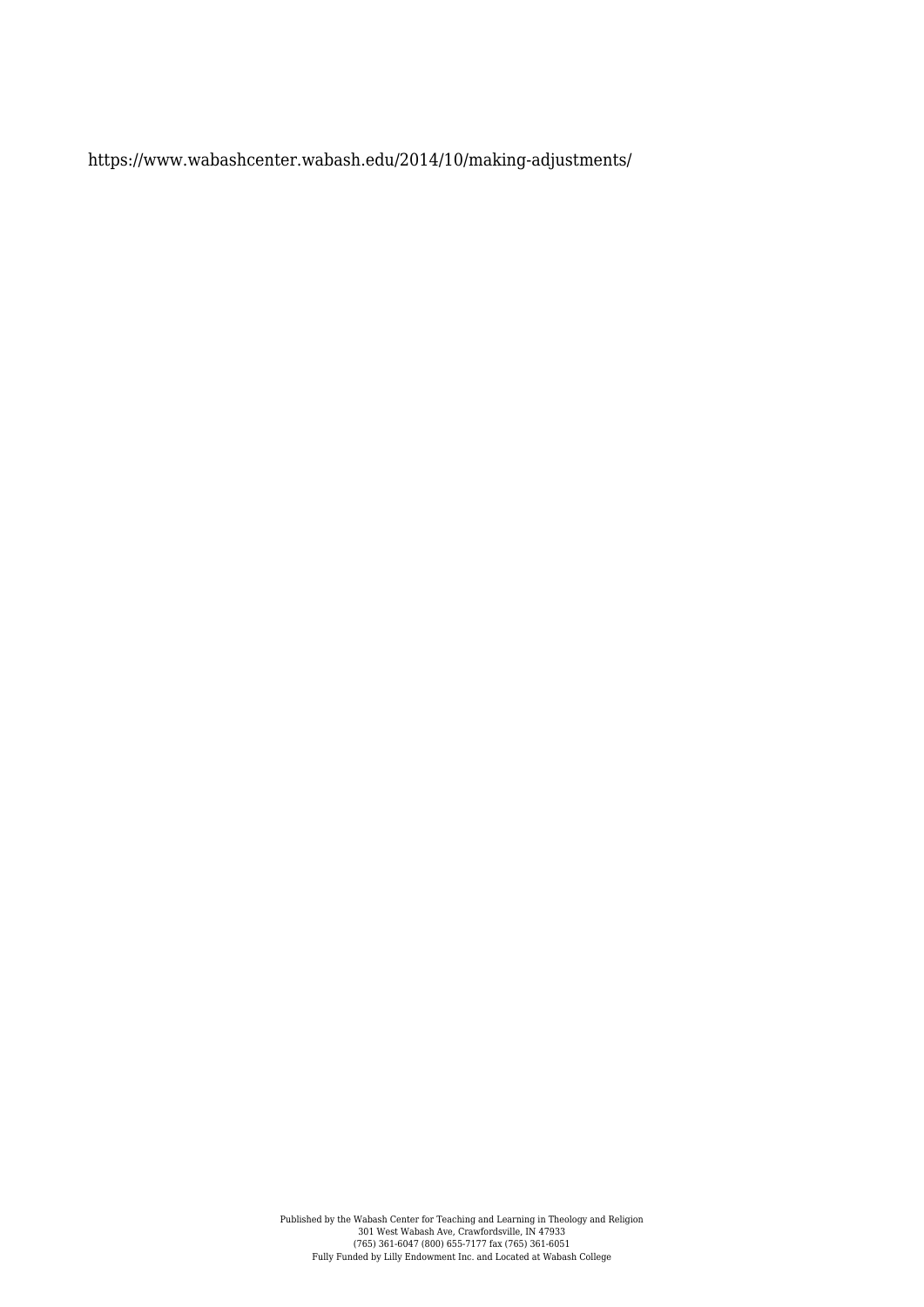https://www.wabashcenter.wabash.edu/2014/10/making-adjustments/